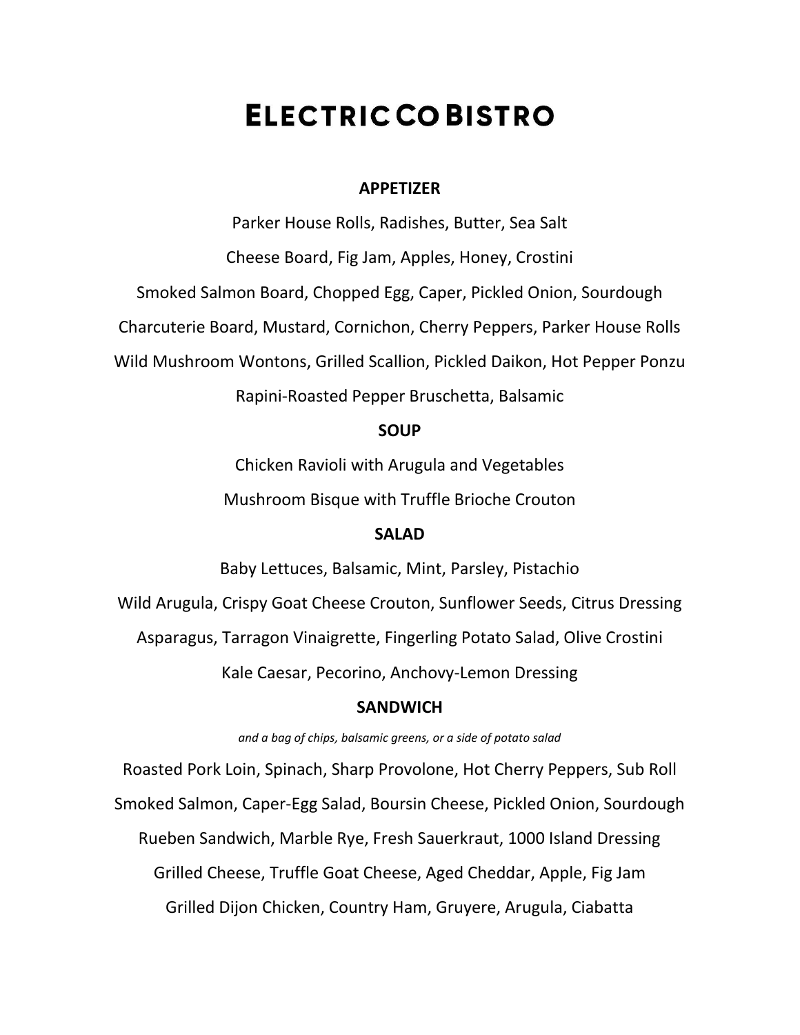# Electric Co Bistro

## APPETIZER

Parker House Rolls, Radishes, Butter, Sea Salt

Cheese Board, Fig Jam, Apples, Honey, Crostini

Smoked Salmon Board, Chopped Egg, Caper, Pickled Onion, Sourdough

Charcuterie Board, Mustard, Cornichon, Cherry Peppers, Parker House Rolls

Wild Mushroom Wontons, Grilled Scallion, Pickled Daikon, Hot Pepper Ponzu

Rapini-Roasted Pepper Bruschetta, Balsamic

## SOUP

Chicken Ravioli with Arugula and Vegetables

Mushroom Bisque with Truffle Brioche Crouton

## SALAD

Baby Lettuces, Balsamic, Mint, Parsley, Pistachio

Wild Arugula, Crispy Goat Cheese Crouton, Sunflower Seeds, Citrus Dressing

Asparagus, Tarragon Vinaigrette, Fingerling Potato Salad, Olive Crostini

Kale Caesar, Pecorino, Anchovy-Lemon Dressing

## SANDWICH

*and a bag of chips, balsamic greens, or a side of potato salad*

Roasted Pork Loin, Spinach, Sharp Provolone, Hot Cherry Peppers, Sub Roll

Smoked Salmon, Caper-Egg Salad, Boursin Cheese, Pickled Onion, Sourdough

Rueben Sandwich, Marble Rye, Fresh Sauerkraut, 1000 Island Dressing

Grilled Cheese, Truffle Goat Cheese, Aged Cheddar, Apple, Fig Jam

Grilled Dijon Chicken, Country Ham, Gruyere, Arugula, Ciabatta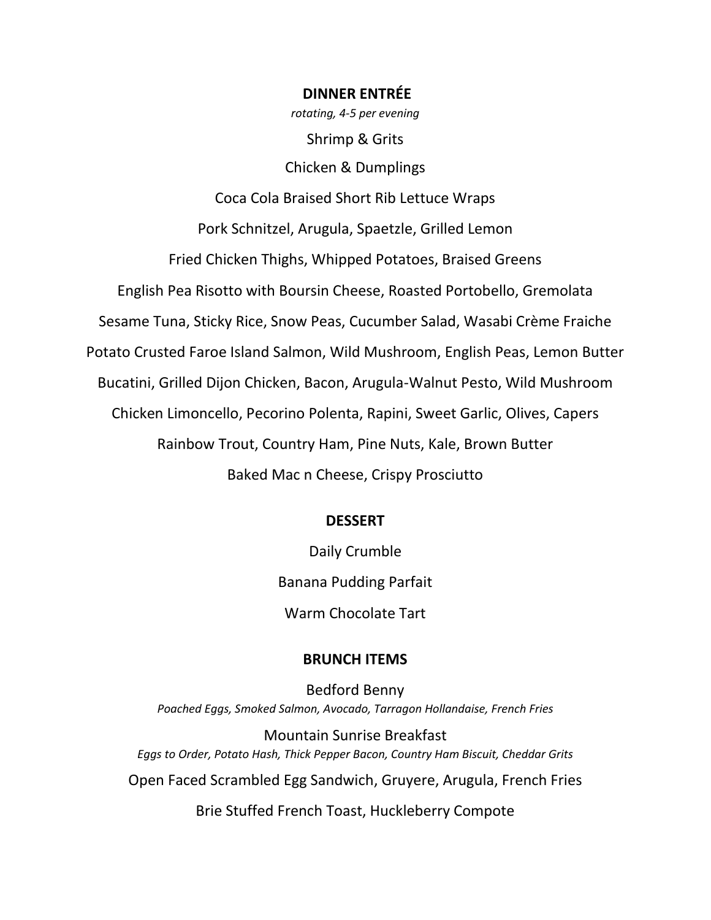## DINNER ENTRÉE

*rotating, 4-5 per evening*

Shrimp & Grits

Chicken & Dumplings

Coca Cola Braised Short Rib Lettuce Wraps

Pork Schnitzel, Arugula, Spaetzle, Grilled Lemon

Fried Chicken Thighs, Whipped Potatoes, Braised Greens

English Pea Risotto with Boursin Cheese, Roasted Portobello, Gremolata

Sesame Tuna, Sticky Rice, Snow Peas, Cucumber Salad, Wasabi Crème Fraiche

Potato Crusted Faroe Island Salmon, Wild Mushroom, English Peas, Lemon Butter

Bucatini, Grilled Dijon Chicken, Bacon, Arugula-Walnut Pesto, Wild Mushroom

Chicken Limoncello, Pecorino Polenta, Rapini, Sweet Garlic, Olives, Capers

Rainbow Trout, Country Ham, Pine Nuts, Kale, Brown Butter

Baked Mac n Cheese, Crispy Prosciutto

## DESSERT

Daily Crumble

Banana Pudding Parfait

Warm Chocolate Tart

## BRUNCH ITEMS

Bedford Benny
*Poached Eggs, Smoked Salmon, Avocado, Tarragon Hollandaise, French Fries*

Mountain Sunrise Breakfast
*Eggs to Order, Potato Hash, Thick Pepper Bacon, Country Ham Biscuit, Cheddar Grits*

Open Faced Scrambled Egg Sandwich, Gruyere, Arugula, French Fries

Brie Stuffed French Toast, Huckleberry Compote